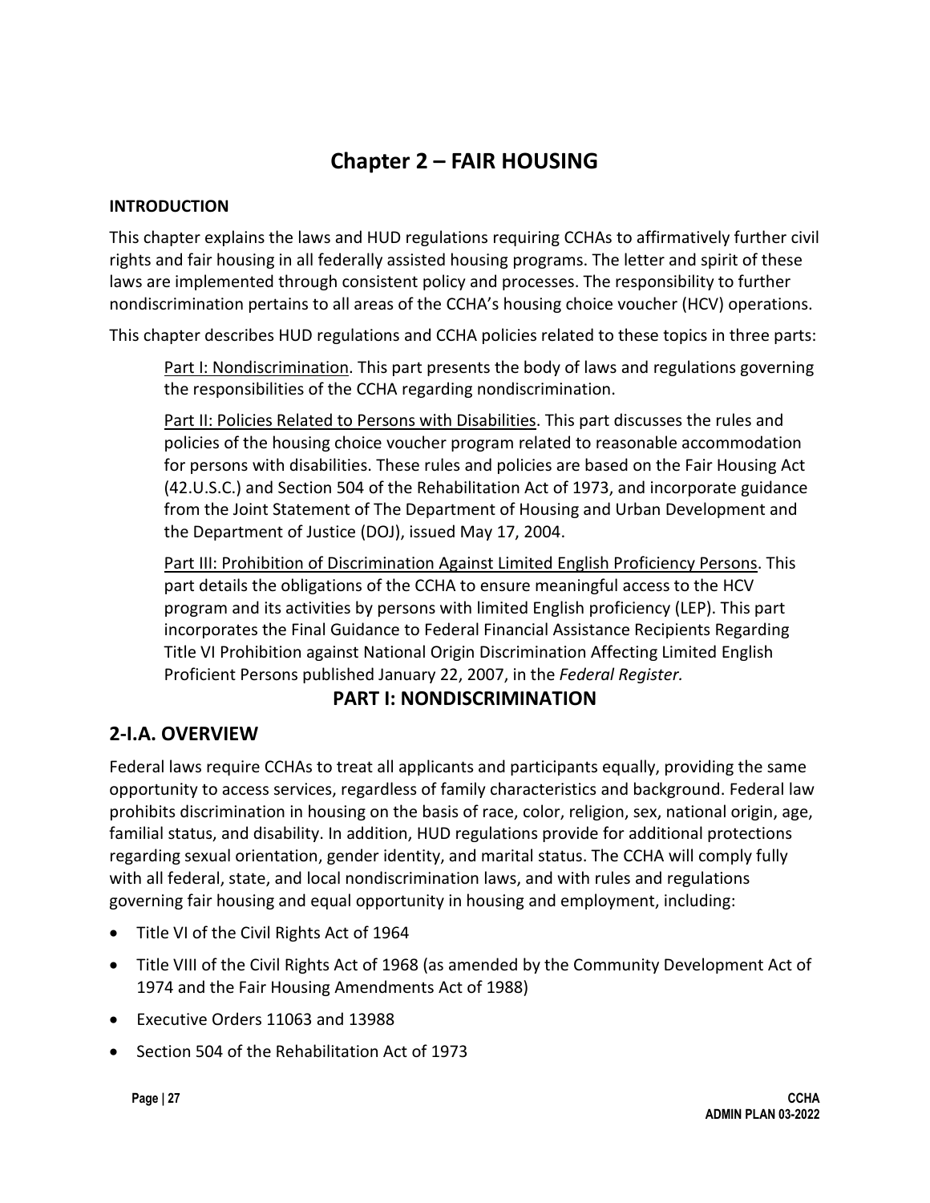# Chapter 2 – FAIR HOUSING

**INTRODUCTION**

This chapter explains the laws and HUD regulations requiring CCHAs to affirmatively further civil rights and fair housing in all federally assisted housing programs. The letter and spirit of these laws are implemented through consistent policy and processes. The responsibility to further nondiscrimination pertains to all areas of the CCHA's housing choice voucher (HCV) operations.

This chapter describes HUD regulations and CCHA policies related to these topics in three parts:

> Part I: Nondiscrimination. This part presents the body of laws and regulations governing the responsibilities of the CCHA regarding nondiscrimination.
>
> Part II: Policies Related to Persons with Disabilities. This part discusses the rules and policies of the housing choice voucher program related to reasonable accommodation for persons with disabilities. These rules and policies are based on the Fair Housing Act (42.U.S.C.) and Section 504 of the Rehabilitation Act of 1973, and incorporate guidance from the Joint Statement of The Department of Housing and Urban Development and the Department of Justice (DOJ), issued May 17, 2004.
>
> Part III: Prohibition of Discrimination Against Limited English Proficiency Persons. This part details the obligations of the CCHA to ensure meaningful access to the HCV program and its activities by persons with limited English proficiency (LEP). This part incorporates the Final Guidance to Federal Financial Assistance Recipients Regarding Title VI Prohibition against National Origin Discrimination Affecting Limited English Proficient Persons published January 22, 2007, in the *Federal Register.*

## PART I: NONDISCRIMINATION

## 2-I.A. OVERVIEW

Federal laws require CCHAs to treat all applicants and participants equally, providing the same opportunity to access services, regardless of family characteristics and background. Federal law prohibits discrimination in housing on the basis of race, color, religion, sex, national origin, age, familial status, and disability. In addition, HUD regulations provide for additional protections regarding sexual orientation, gender identity, and marital status. The CCHA will comply fully with all federal, state, and local nondiscrimination laws, and with rules and regulations governing fair housing and equal opportunity in housing and employment, including:

- Title VI of the Civil Rights Act of 1964
- Title VIII of the Civil Rights Act of 1968 (as amended by the Community Development Act of 1974 and the Fair Housing Amendments Act of 1988)
- Executive Orders 11063 and 13988
- Section 504 of the Rehabilitation Act of 1973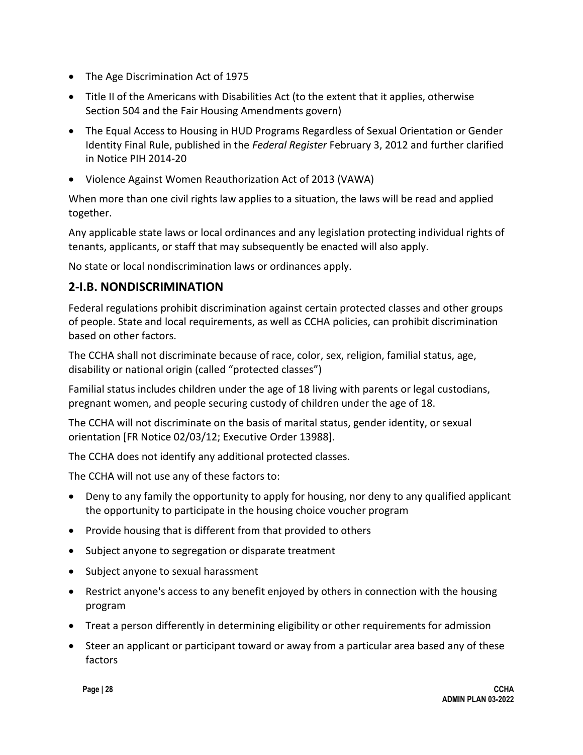- The Age Discrimination Act of 1975
- Title II of the Americans with Disabilities Act (to the extent that it applies, otherwise Section 504 and the Fair Housing Amendments govern)
- The Equal Access to Housing in HUD Programs Regardless of Sexual Orientation or Gender Identity Final Rule, published in the *Federal Register* February 3, 2012 and further clarified in Notice PIH 2014-20
- Violence Against Women Reauthorization Act of 2013 (VAWA)

When more than one civil rights law applies to a situation, the laws will be read and applied together.

Any applicable state laws or local ordinances and any legislation protecting individual rights of tenants, applicants, or staff that may subsequently be enacted will also apply.

No state or local nondiscrimination laws or ordinances apply.

## 2-I.B. NONDISCRIMINATION

Federal regulations prohibit discrimination against certain protected classes and other groups of people. State and local requirements, as well as CCHA policies, can prohibit discrimination based on other factors.

The CCHA shall not discriminate because of race, color, sex, religion, familial status, age, disability or national origin (called "protected classes")

Familial status includes children under the age of 18 living with parents or legal custodians, pregnant women, and people securing custody of children under the age of 18.

The CCHA will not discriminate on the basis of marital status, gender identity, or sexual orientation [FR Notice 02/03/12; Executive Order 13988].

The CCHA does not identify any additional protected classes.

The CCHA will not use any of these factors to:

- Deny to any family the opportunity to apply for housing, nor deny to any qualified applicant the opportunity to participate in the housing choice voucher program
- Provide housing that is different from that provided to others
- Subject anyone to segregation or disparate treatment
- Subject anyone to sexual harassment
- Restrict anyone's access to any benefit enjoyed by others in connection with the housing program
- Treat a person differently in determining eligibility or other requirements for admission
- Steer an applicant or participant toward or away from a particular area based any of these factors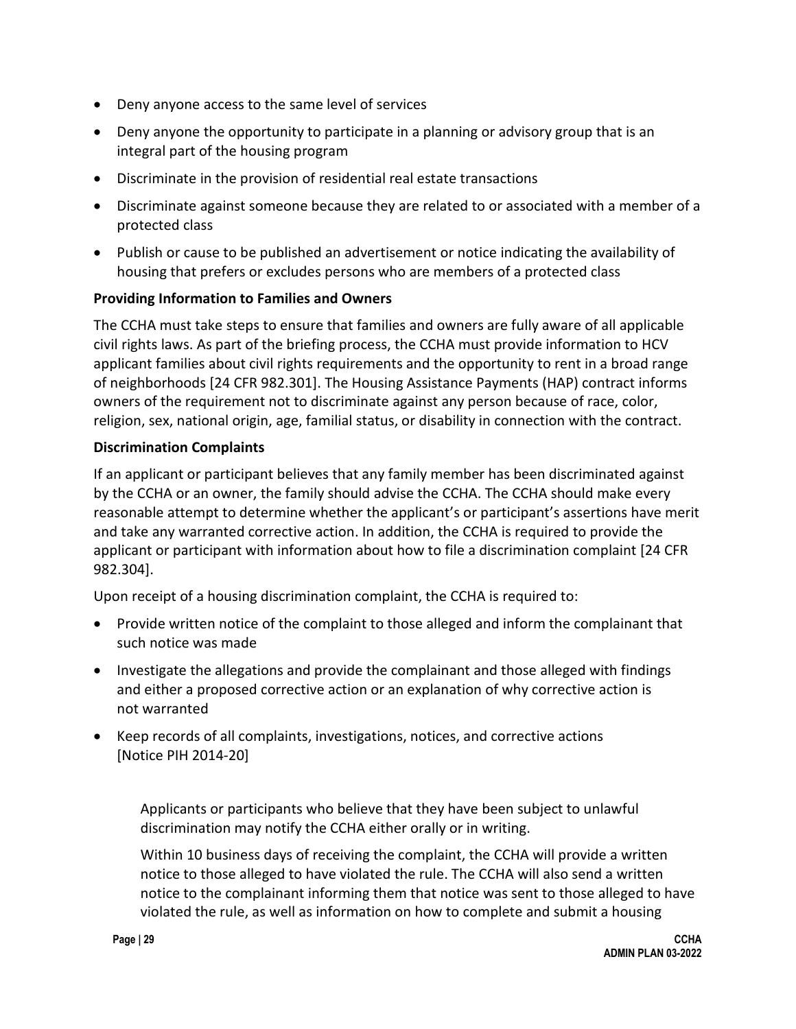- Deny anyone access to the same level of services
- Deny anyone the opportunity to participate in a planning or advisory group that is an integral part of the housing program
- Discriminate in the provision of residential real estate transactions
- Discriminate against someone because they are related to or associated with a member of a protected class
- Publish or cause to be published an advertisement or notice indicating the availability of housing that prefers or excludes persons who are members of a protected class

**Providing Information to Families and Owners**

The CCHA must take steps to ensure that families and owners are fully aware of all applicable civil rights laws. As part of the briefing process, the CCHA must provide information to HCV applicant families about civil rights requirements and the opportunity to rent in a broad range of neighborhoods [24 CFR 982.301]. The Housing Assistance Payments (HAP) contract informs owners of the requirement not to discriminate against any person because of race, color, religion, sex, national origin, age, familial status, or disability in connection with the contract.

**Discrimination Complaints**

If an applicant or participant believes that any family member has been discriminated against by the CCHA or an owner, the family should advise the CCHA. The CCHA should make every reasonable attempt to determine whether the applicant's or participant's assertions have merit and take any warranted corrective action. In addition, the CCHA is required to provide the applicant or participant with information about how to file a discrimination complaint [24 CFR 982.304].

Upon receipt of a housing discrimination complaint, the CCHA is required to:

- Provide written notice of the complaint to those alleged and inform the complainant that such notice was made
- Investigate the allegations and provide the complainant and those alleged with findings and either a proposed corrective action or an explanation of why corrective action is not warranted
- Keep records of all complaints, investigations, notices, and corrective actions [Notice PIH 2014-20]

> Applicants or participants who believe that they have been subject to unlawful discrimination may notify the CCHA either orally or in writing.
>
> Within 10 business days of receiving the complaint, the CCHA will provide a written notice to those alleged to have violated the rule. The CCHA will also send a written notice to the complainant informing them that notice was sent to those alleged to have violated the rule, as well as information on how to complete and submit a housing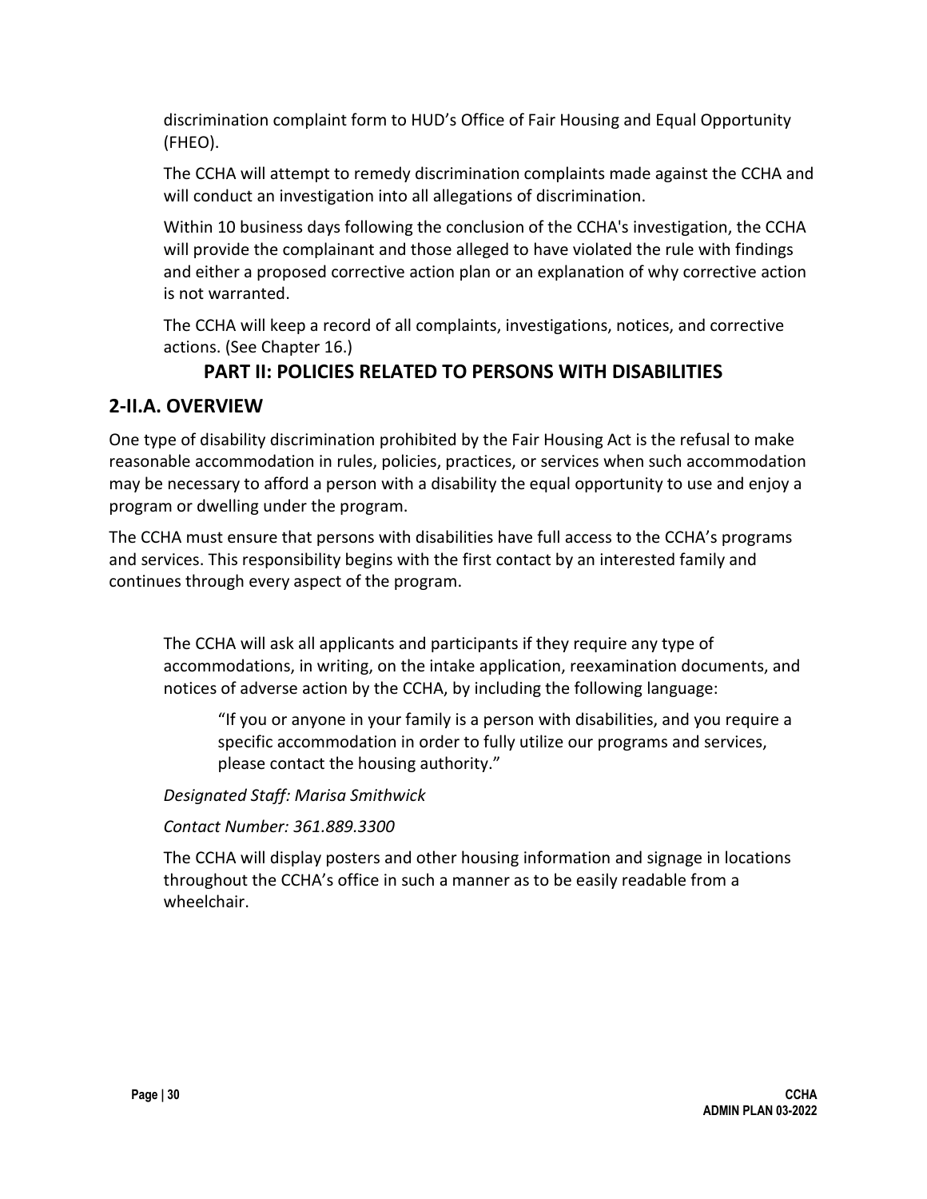discrimination complaint form to HUD's Office of Fair Housing and Equal Opportunity (FHEO).

The CCHA will attempt to remedy discrimination complaints made against the CCHA and will conduct an investigation into all allegations of discrimination.

Within 10 business days following the conclusion of the CCHA's investigation, the CCHA will provide the complainant and those alleged to have violated the rule with findings and either a proposed corrective action plan or an explanation of why corrective action is not warranted.

The CCHA will keep a record of all complaints, investigations, notices, and corrective actions. (See Chapter 16.)

# PART II: POLICIES RELATED TO PERSONS WITH DISABILITIES

## 2-II.A. OVERVIEW

One type of disability discrimination prohibited by the Fair Housing Act is the refusal to make reasonable accommodation in rules, policies, practices, or services when such accommodation may be necessary to afford a person with a disability the equal opportunity to use and enjoy a program or dwelling under the program.

The CCHA must ensure that persons with disabilities have full access to the CCHA's programs and services. This responsibility begins with the first contact by an interested family and continues through every aspect of the program.

The CCHA will ask all applicants and participants if they require any type of accommodations, in writing, on the intake application, reexamination documents, and notices of adverse action by the CCHA, by including the following language:

> "If you or anyone in your family is a person with disabilities, and you require a specific accommodation in order to fully utilize our programs and services, please contact the housing authority."

*Designated Staff: Marisa Smithwick*

*Contact Number: 361.889.3300*

The CCHA will display posters and other housing information and signage in locations throughout the CCHA's office in such a manner as to be easily readable from a wheelchair.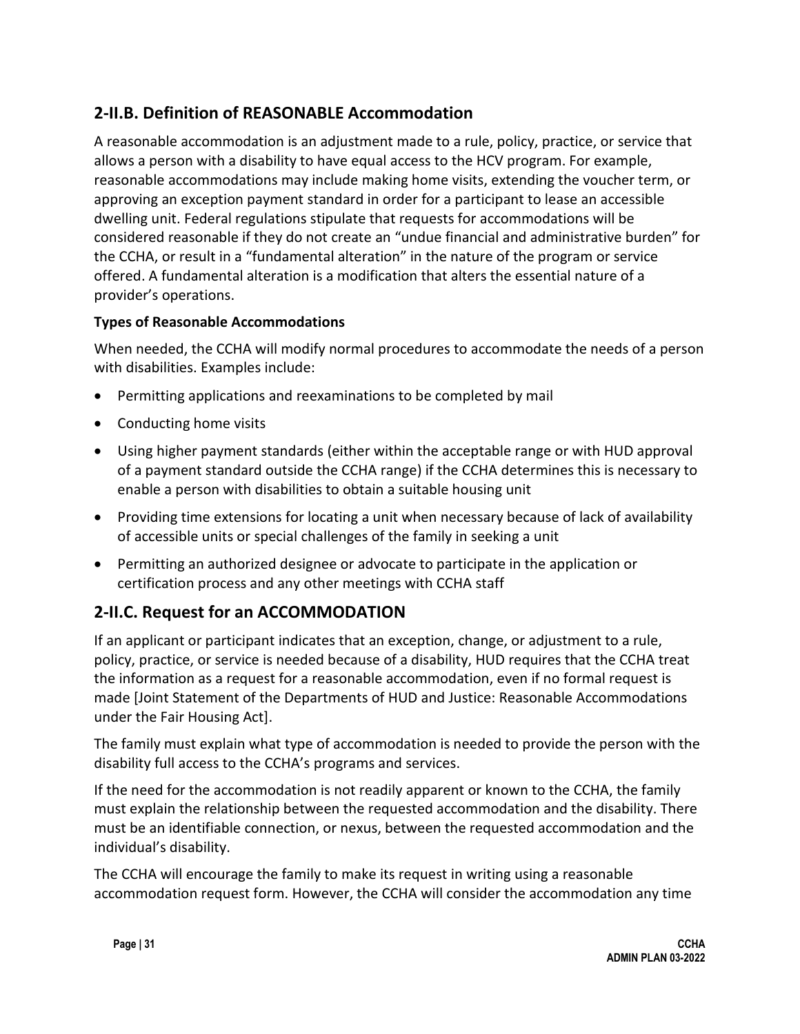## 2-II.B. Definition of REASONABLE Accommodation

A reasonable accommodation is an adjustment made to a rule, policy, practice, or service that allows a person with a disability to have equal access to the HCV program. For example, reasonable accommodations may include making home visits, extending the voucher term, or approving an exception payment standard in order for a participant to lease an accessible dwelling unit. Federal regulations stipulate that requests for accommodations will be considered reasonable if they do not create an "undue financial and administrative burden" for the CCHA, or result in a "fundamental alteration" in the nature of the program or service offered. A fundamental alteration is a modification that alters the essential nature of a provider's operations.

**Types of Reasonable Accommodations**

When needed, the CCHA will modify normal procedures to accommodate the needs of a person with disabilities. Examples include:

- Permitting applications and reexaminations to be completed by mail
- Conducting home visits
- Using higher payment standards (either within the acceptable range or with HUD approval of a payment standard outside the CCHA range) if the CCHA determines this is necessary to enable a person with disabilities to obtain a suitable housing unit
- Providing time extensions for locating a unit when necessary because of lack of availability of accessible units or special challenges of the family in seeking a unit
- Permitting an authorized designee or advocate to participate in the application or certification process and any other meetings with CCHA staff

## 2-II.C. Request for an ACCOMMODATION

If an applicant or participant indicates that an exception, change, or adjustment to a rule, policy, practice, or service is needed because of a disability, HUD requires that the CCHA treat the information as a request for a reasonable accommodation, even if no formal request is made [Joint Statement of the Departments of HUD and Justice: Reasonable Accommodations under the Fair Housing Act].

The family must explain what type of accommodation is needed to provide the person with the disability full access to the CCHA's programs and services.

If the need for the accommodation is not readily apparent or known to the CCHA, the family must explain the relationship between the requested accommodation and the disability. There must be an identifiable connection, or nexus, between the requested accommodation and the individual's disability.

The CCHA will encourage the family to make its request in writing using a reasonable accommodation request form. However, the CCHA will consider the accommodation any time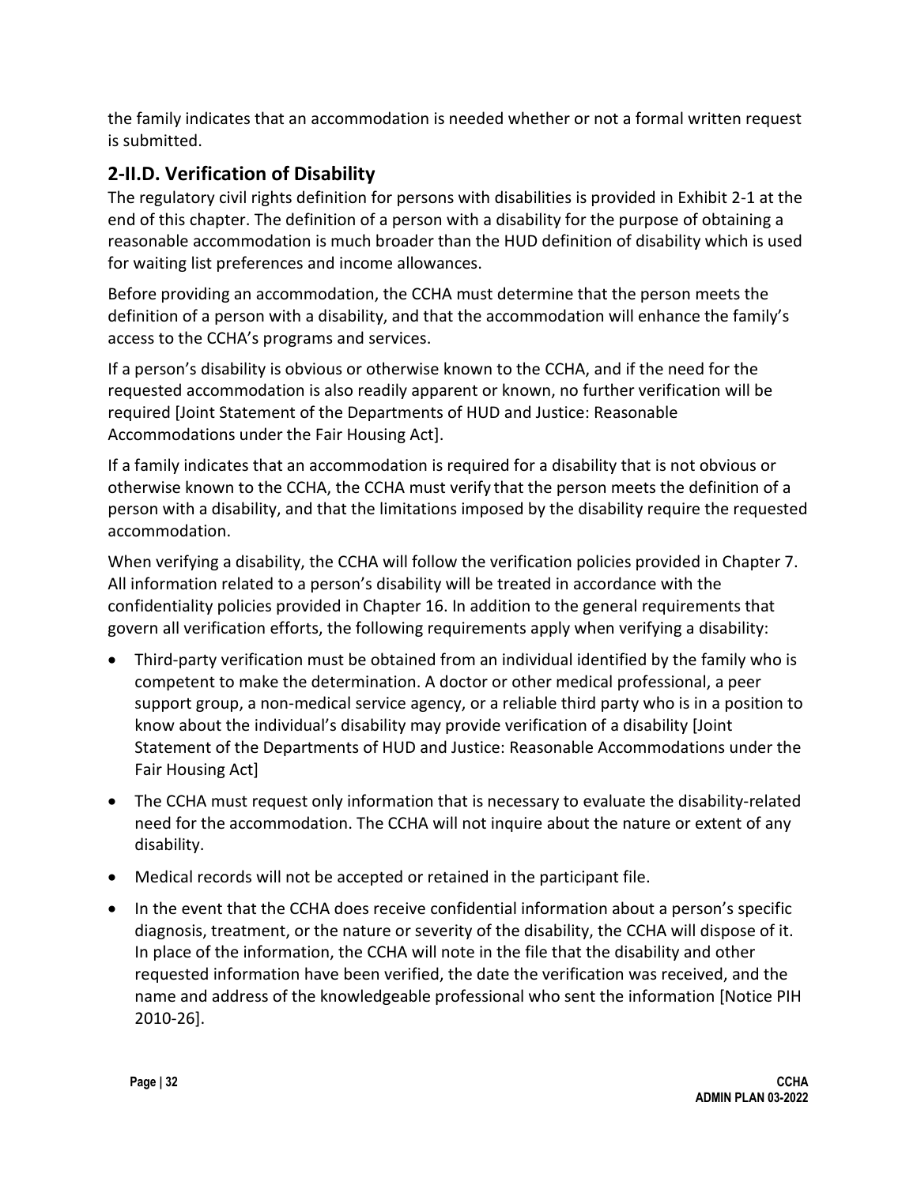the family indicates that an accommodation is needed whether or not a formal written request is submitted.

## 2-II.D. Verification of Disability

The regulatory civil rights definition for persons with disabilities is provided in Exhibit 2-1 at the end of this chapter. The definition of a person with a disability for the purpose of obtaining a reasonable accommodation is much broader than the HUD definition of disability which is used for waiting list preferences and income allowances.

Before providing an accommodation, the CCHA must determine that the person meets the definition of a person with a disability, and that the accommodation will enhance the family's access to the CCHA's programs and services.

If a person's disability is obvious or otherwise known to the CCHA, and if the need for the requested accommodation is also readily apparent or known, no further verification will be required [Joint Statement of the Departments of HUD and Justice: Reasonable Accommodations under the Fair Housing Act].

If a family indicates that an accommodation is required for a disability that is not obvious or otherwise known to the CCHA, the CCHA must verify that the person meets the definition of a person with a disability, and that the limitations imposed by the disability require the requested accommodation.

When verifying a disability, the CCHA will follow the verification policies provided in Chapter 7. All information related to a person's disability will be treated in accordance with the confidentiality policies provided in Chapter 16. In addition to the general requirements that govern all verification efforts, the following requirements apply when verifying a disability:

- Third-party verification must be obtained from an individual identified by the family who is competent to make the determination. A doctor or other medical professional, a peer support group, a non-medical service agency, or a reliable third party who is in a position to know about the individual's disability may provide verification of a disability [Joint Statement of the Departments of HUD and Justice: Reasonable Accommodations under the Fair Housing Act]
- The CCHA must request only information that is necessary to evaluate the disability-related need for the accommodation. The CCHA will not inquire about the nature or extent of any disability.
- Medical records will not be accepted or retained in the participant file.
- In the event that the CCHA does receive confidential information about a person's specific diagnosis, treatment, or the nature or severity of the disability, the CCHA will dispose of it. In place of the information, the CCHA will note in the file that the disability and other requested information have been verified, the date the verification was received, and the name and address of the knowledgeable professional who sent the information [Notice PIH 2010-26].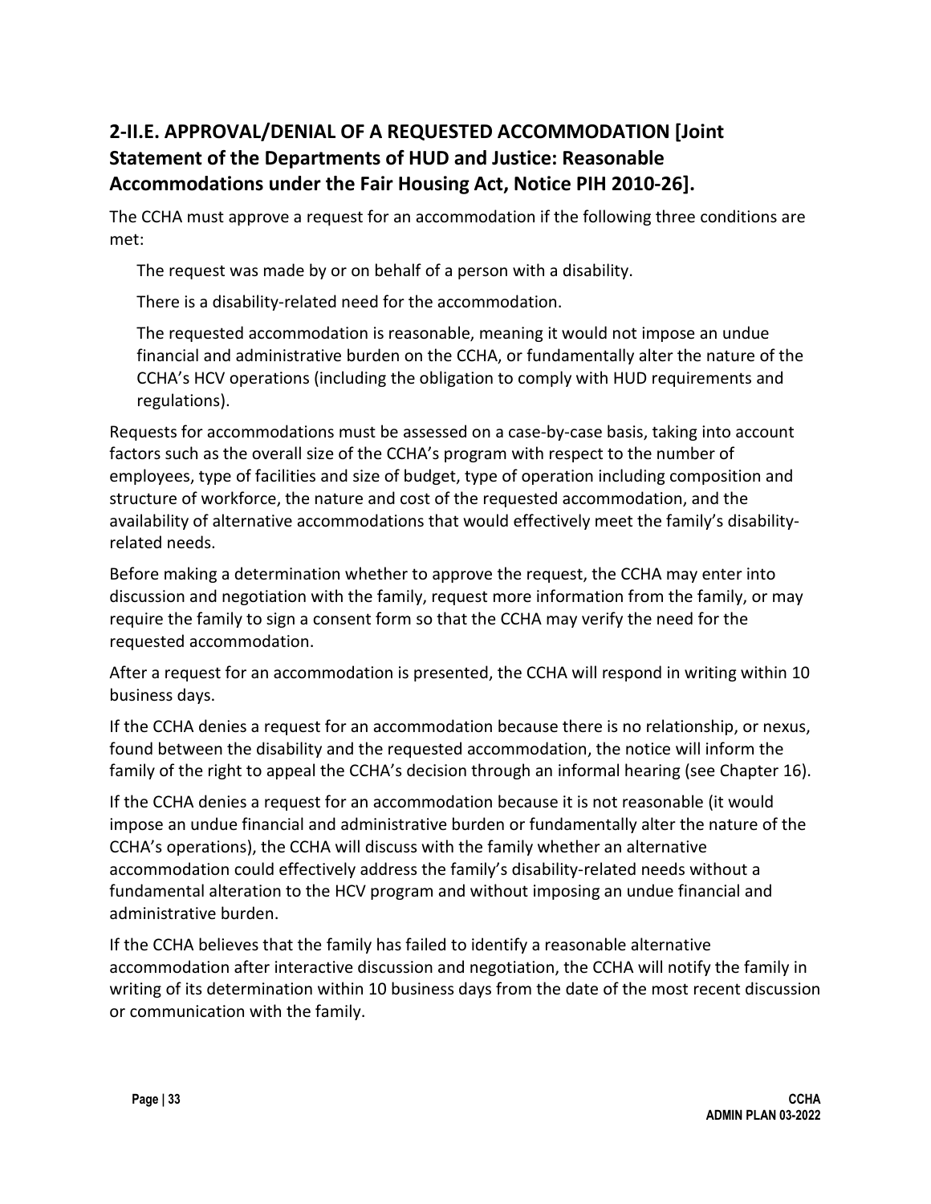## 2-II.E. APPROVAL/DENIAL OF A REQUESTED ACCOMMODATION [Joint Statement of the Departments of HUD and Justice: Reasonable Accommodations under the Fair Housing Act, Notice PIH 2010-26].

The CCHA must approve a request for an accommodation if the following three conditions are met:

The request was made by or on behalf of a person with a disability.

There is a disability-related need for the accommodation.

The requested accommodation is reasonable, meaning it would not impose an undue financial and administrative burden on the CCHA, or fundamentally alter the nature of the CCHA's HCV operations (including the obligation to comply with HUD requirements and regulations).

Requests for accommodations must be assessed on a case-by-case basis, taking into account factors such as the overall size of the CCHA's program with respect to the number of employees, type of facilities and size of budget, type of operation including composition and structure of workforce, the nature and cost of the requested accommodation, and the availability of alternative accommodations that would effectively meet the family's disability-related needs.

Before making a determination whether to approve the request, the CCHA may enter into discussion and negotiation with the family, request more information from the family, or may require the family to sign a consent form so that the CCHA may verify the need for the requested accommodation.

After a request for an accommodation is presented, the CCHA will respond in writing within 10 business days.

If the CCHA denies a request for an accommodation because there is no relationship, or nexus, found between the disability and the requested accommodation, the notice will inform the family of the right to appeal the CCHA's decision through an informal hearing (see Chapter 16).

If the CCHA denies a request for an accommodation because it is not reasonable (it would impose an undue financial and administrative burden or fundamentally alter the nature of the CCHA's operations), the CCHA will discuss with the family whether an alternative accommodation could effectively address the family's disability-related needs without a fundamental alteration to the HCV program and without imposing an undue financial and administrative burden.

If the CCHA believes that the family has failed to identify a reasonable alternative accommodation after interactive discussion and negotiation, the CCHA will notify the family in writing of its determination within 10 business days from the date of the most recent discussion or communication with the family.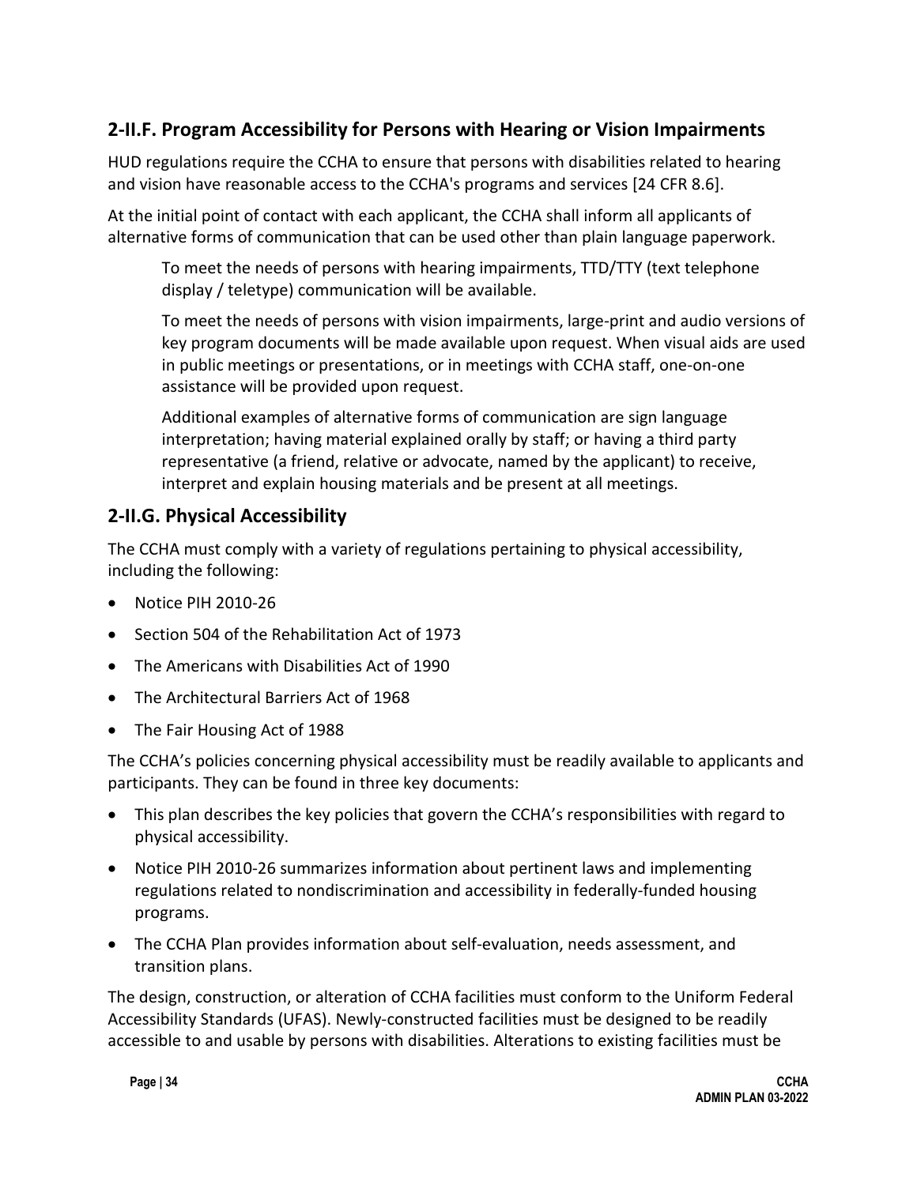## 2-II.F. Program Accessibility for Persons with Hearing or Vision Impairments

HUD regulations require the CCHA to ensure that persons with disabilities related to hearing and vision have reasonable access to the CCHA's programs and services [24 CFR 8.6].

At the initial point of contact with each applicant, the CCHA shall inform all applicants of alternative forms of communication that can be used other than plain language paperwork.

> To meet the needs of persons with hearing impairments, TTD/TTY (text telephone display / teletype) communication will be available.
>
> To meet the needs of persons with vision impairments, large-print and audio versions of key program documents will be made available upon request. When visual aids are used in public meetings or presentations, or in meetings with CCHA staff, one-on-one assistance will be provided upon request.
>
> Additional examples of alternative forms of communication are sign language interpretation; having material explained orally by staff; or having a third party representative (a friend, relative or advocate, named by the applicant) to receive, interpret and explain housing materials and be present at all meetings.

## 2-II.G. Physical Accessibility

The CCHA must comply with a variety of regulations pertaining to physical accessibility, including the following:

- Notice PIH 2010-26
- Section 504 of the Rehabilitation Act of 1973
- The Americans with Disabilities Act of 1990
- The Architectural Barriers Act of 1968
- The Fair Housing Act of 1988

The CCHA's policies concerning physical accessibility must be readily available to applicants and participants. They can be found in three key documents:

- This plan describes the key policies that govern the CCHA's responsibilities with regard to physical accessibility.
- Notice PIH 2010-26 summarizes information about pertinent laws and implementing regulations related to nondiscrimination and accessibility in federally-funded housing programs.
- The CCHA Plan provides information about self-evaluation, needs assessment, and transition plans.

The design, construction, or alteration of CCHA facilities must conform to the Uniform Federal Accessibility Standards (UFAS). Newly-constructed facilities must be designed to be readily accessible to and usable by persons with disabilities. Alterations to existing facilities must be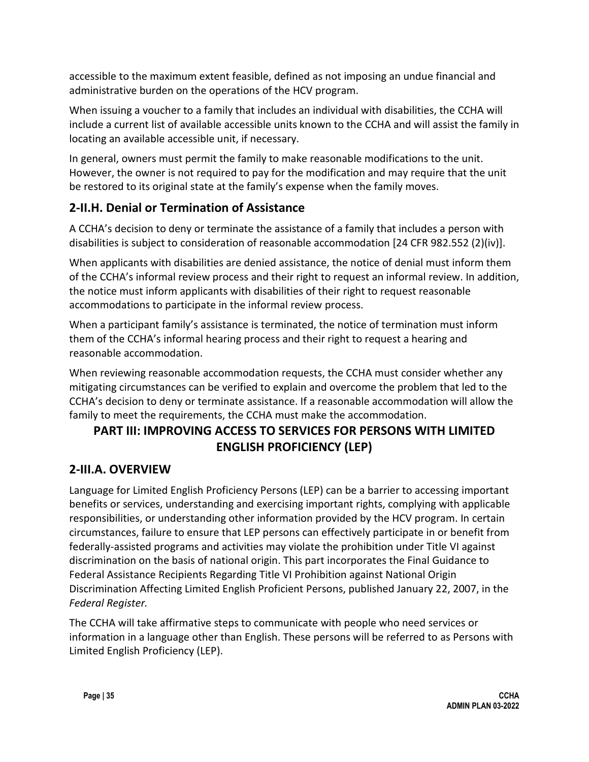accessible to the maximum extent feasible, defined as not imposing an undue financial and administrative burden on the operations of the HCV program.

When issuing a voucher to a family that includes an individual with disabilities, the CCHA will include a current list of available accessible units known to the CCHA and will assist the family in locating an available accessible unit, if necessary.

In general, owners must permit the family to make reasonable modifications to the unit. However, the owner is not required to pay for the modification and may require that the unit be restored to its original state at the family's expense when the family moves.

## 2-II.H. Denial or Termination of Assistance

A CCHA's decision to deny or terminate the assistance of a family that includes a person with disabilities is subject to consideration of reasonable accommodation [24 CFR 982.552 (2)(iv)].

When applicants with disabilities are denied assistance, the notice of denial must inform them of the CCHA's informal review process and their right to request an informal review. In addition, the notice must inform applicants with disabilities of their right to request reasonable accommodations to participate in the informal review process.

When a participant family's assistance is terminated, the notice of termination must inform them of the CCHA's informal hearing process and their right to request a hearing and reasonable accommodation.

When reviewing reasonable accommodation requests, the CCHA must consider whether any mitigating circumstances can be verified to explain and overcome the problem that led to the CCHA's decision to deny or terminate assistance. If a reasonable accommodation will allow the family to meet the requirements, the CCHA must make the accommodation.

# PART III: IMPROVING ACCESS TO SERVICES FOR PERSONS WITH LIMITED ENGLISH PROFICIENCY (LEP)

## 2-III.A. OVERVIEW

Language for Limited English Proficiency Persons (LEP) can be a barrier to accessing important benefits or services, understanding and exercising important rights, complying with applicable responsibilities, or understanding other information provided by the HCV program. In certain circumstances, failure to ensure that LEP persons can effectively participate in or benefit from federally-assisted programs and activities may violate the prohibition under Title VI against discrimination on the basis of national origin. This part incorporates the Final Guidance to Federal Assistance Recipients Regarding Title VI Prohibition against National Origin Discrimination Affecting Limited English Proficient Persons, published January 22, 2007, in the *Federal Register.*

The CCHA will take affirmative steps to communicate with people who need services or information in a language other than English. These persons will be referred to as Persons with Limited English Proficiency (LEP).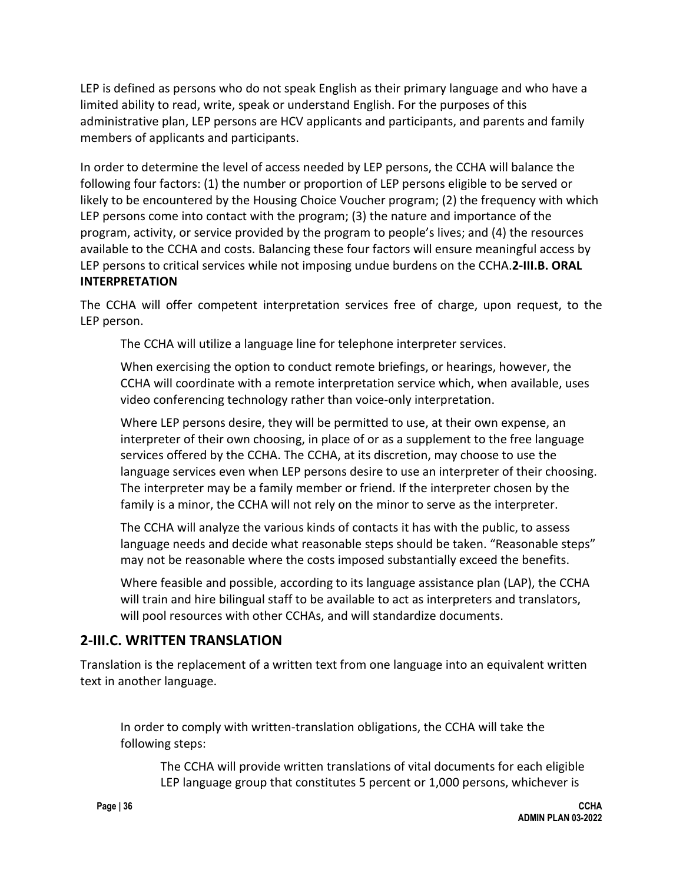LEP is defined as persons who do not speak English as their primary language and who have a limited ability to read, write, speak or understand English. For the purposes of this administrative plan, LEP persons are HCV applicants and participants, and parents and family members of applicants and participants.

In order to determine the level of access needed by LEP persons, the CCHA will balance the following four factors: (1) the number or proportion of LEP persons eligible to be served or likely to be encountered by the Housing Choice Voucher program; (2) the frequency with which LEP persons come into contact with the program; (3) the nature and importance of the program, activity, or service provided by the program to people's lives; and (4) the resources available to the CCHA and costs. Balancing these four factors will ensure meaningful access by LEP persons to critical services while not imposing undue burdens on the CCHA.

## 2-III.B. ORAL INTERPRETATION

The CCHA will offer competent interpretation services free of charge, upon request, to the LEP person.

The CCHA will utilize a language line for telephone interpreter services.

When exercising the option to conduct remote briefings, or hearings, however, the CCHA will coordinate with a remote interpretation service which, when available, uses video conferencing technology rather than voice-only interpretation.

Where LEP persons desire, they will be permitted to use, at their own expense, an interpreter of their own choosing, in place of or as a supplement to the free language services offered by the CCHA. The CCHA, at its discretion, may choose to use the language services even when LEP persons desire to use an interpreter of their choosing. The interpreter may be a family member or friend. If the interpreter chosen by the family is a minor, the CCHA will not rely on the minor to serve as the interpreter.

The CCHA will analyze the various kinds of contacts it has with the public, to assess language needs and decide what reasonable steps should be taken. "Reasonable steps" may not be reasonable where the costs imposed substantially exceed the benefits.

Where feasible and possible, according to its language assistance plan (LAP), the CCHA will train and hire bilingual staff to be available to act as interpreters and translators, will pool resources with other CCHAs, and will standardize documents.

## 2-III.C. WRITTEN TRANSLATION

Translation is the replacement of a written text from one language into an equivalent written text in another language.

In order to comply with written-translation obligations, the CCHA will take the following steps:

The CCHA will provide written translations of vital documents for each eligible LEP language group that constitutes 5 percent or 1,000 persons, whichever is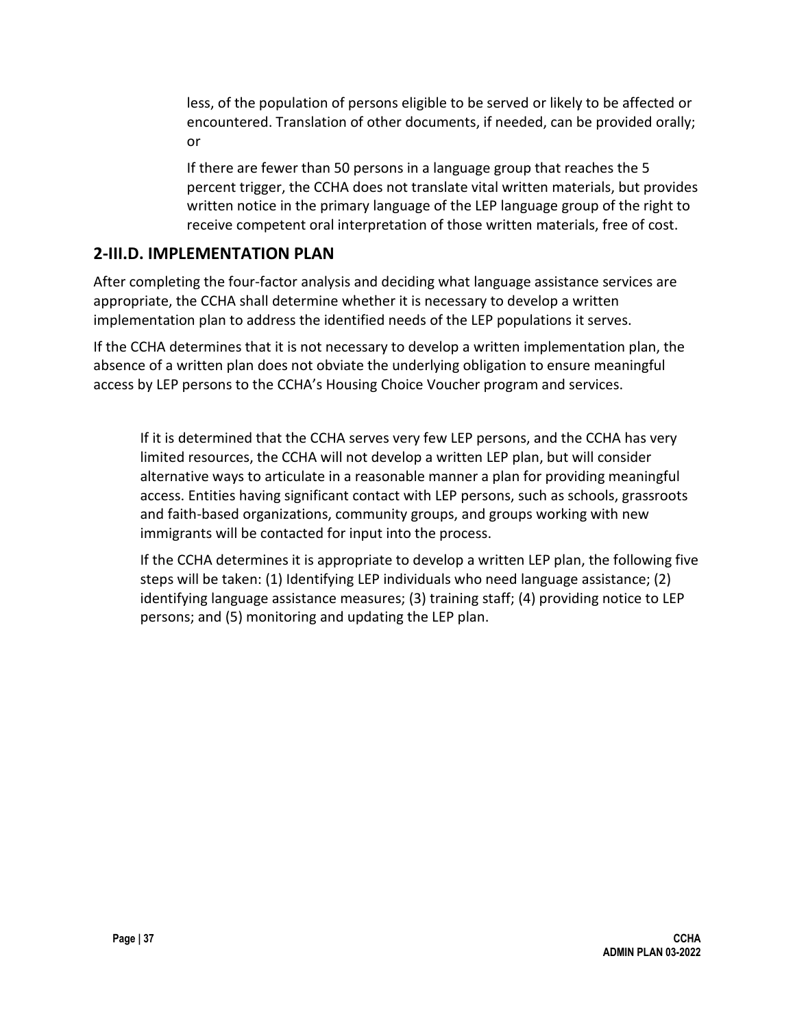less, of the population of persons eligible to be served or likely to be affected or encountered. Translation of other documents, if needed, can be provided orally; or

If there are fewer than 50 persons in a language group that reaches the 5 percent trigger, the CCHA does not translate vital written materials, but provides written notice in the primary language of the LEP language group of the right to receive competent oral interpretation of those written materials, free of cost.

## 2-III.D. IMPLEMENTATION PLAN

After completing the four-factor analysis and deciding what language assistance services are appropriate, the CCHA shall determine whether it is necessary to develop a written implementation plan to address the identified needs of the LEP populations it serves.

If the CCHA determines that it is not necessary to develop a written implementation plan, the absence of a written plan does not obviate the underlying obligation to ensure meaningful access by LEP persons to the CCHA's Housing Choice Voucher program and services.

If it is determined that the CCHA serves very few LEP persons, and the CCHA has very limited resources, the CCHA will not develop a written LEP plan, but will consider alternative ways to articulate in a reasonable manner a plan for providing meaningful access. Entities having significant contact with LEP persons, such as schools, grassroots and faith-based organizations, community groups, and groups working with new immigrants will be contacted for input into the process.

If the CCHA determines it is appropriate to develop a written LEP plan, the following five steps will be taken: (1) Identifying LEP individuals who need language assistance; (2) identifying language assistance measures; (3) training staff; (4) providing notice to LEP persons; and (5) monitoring and updating the LEP plan.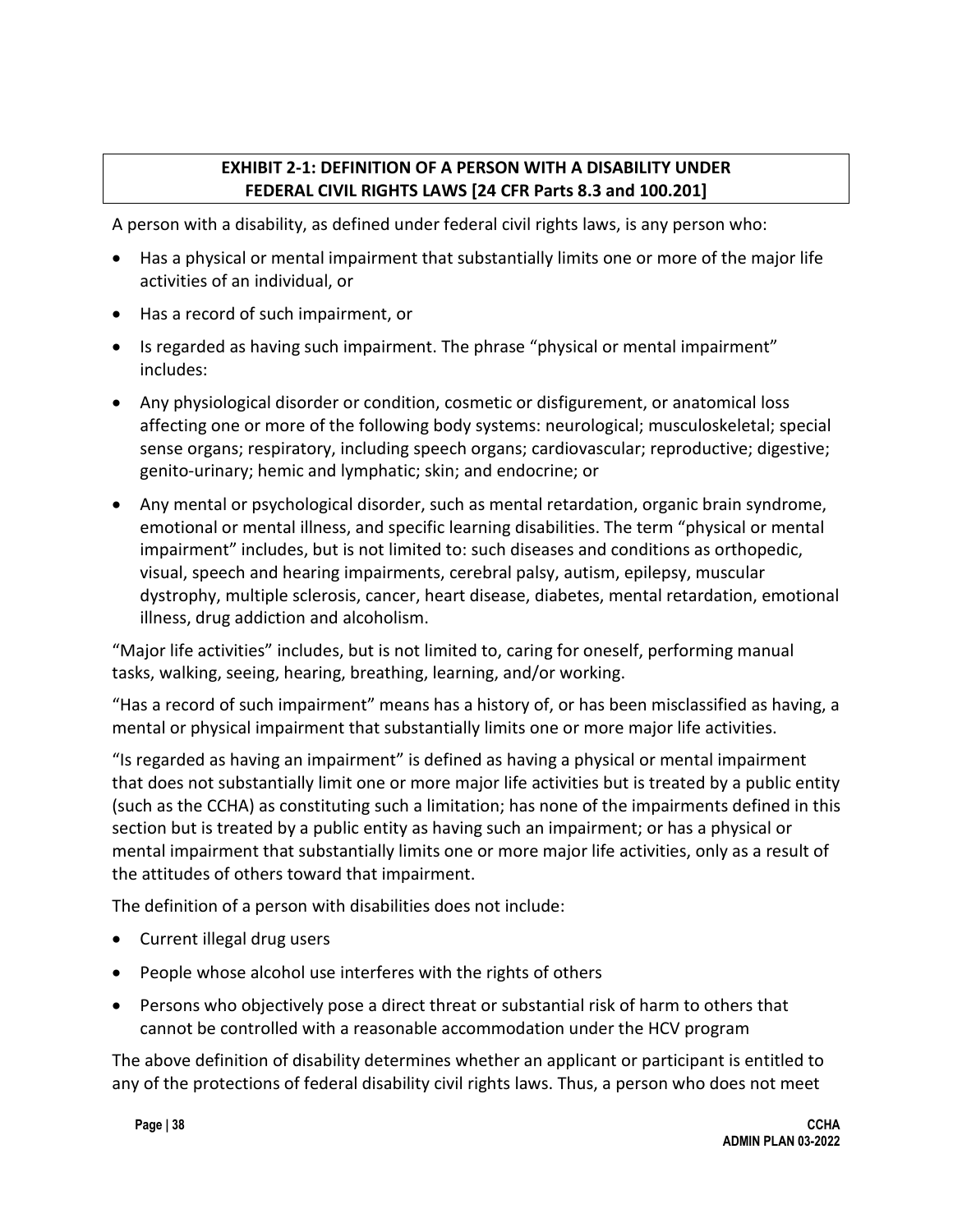## EXHIBIT 2-1: DEFINITION OF A PERSON WITH A DISABILITY UNDER FEDERAL CIVIL RIGHTS LAWS [24 CFR Parts 8.3 and 100.201]

A person with a disability, as defined under federal civil rights laws, is any person who:

- Has a physical or mental impairment that substantially limits one or more of the major life activities of an individual, or
- Has a record of such impairment, or
- Is regarded as having such impairment. The phrase "physical or mental impairment" includes:
- Any physiological disorder or condition, cosmetic or disfigurement, or anatomical loss affecting one or more of the following body systems: neurological; musculoskeletal; special sense organs; respiratory, including speech organs; cardiovascular; reproductive; digestive; genito-urinary; hemic and lymphatic; skin; and endocrine; or
- Any mental or psychological disorder, such as mental retardation, organic brain syndrome, emotional or mental illness, and specific learning disabilities. The term "physical or mental impairment" includes, but is not limited to: such diseases and conditions as orthopedic, visual, speech and hearing impairments, cerebral palsy, autism, epilepsy, muscular dystrophy, multiple sclerosis, cancer, heart disease, diabetes, mental retardation, emotional illness, drug addiction and alcoholism.

"Major life activities" includes, but is not limited to, caring for oneself, performing manual tasks, walking, seeing, hearing, breathing, learning, and/or working.

"Has a record of such impairment" means has a history of, or has been misclassified as having, a mental or physical impairment that substantially limits one or more major life activities.

"Is regarded as having an impairment" is defined as having a physical or mental impairment that does not substantially limit one or more major life activities but is treated by a public entity (such as the CCHA) as constituting such a limitation; has none of the impairments defined in this section but is treated by a public entity as having such an impairment; or has a physical or mental impairment that substantially limits one or more major life activities, only as a result of the attitudes of others toward that impairment.

The definition of a person with disabilities does not include:

- Current illegal drug users
- People whose alcohol use interferes with the rights of others
- Persons who objectively pose a direct threat or substantial risk of harm to others that cannot be controlled with a reasonable accommodation under the HCV program

The above definition of disability determines whether an applicant or participant is entitled to any of the protections of federal disability civil rights laws. Thus, a person who does not meet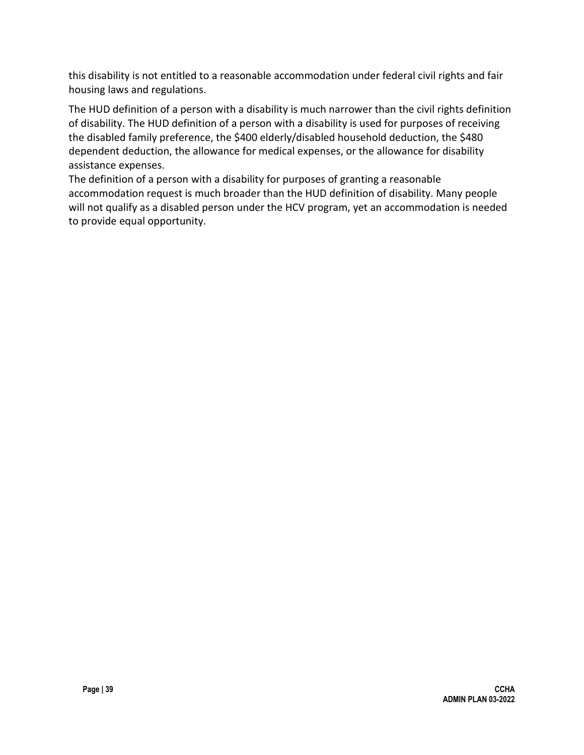this disability is not entitled to a reasonable accommodation under federal civil rights and fair housing laws and regulations.

The HUD definition of a person with a disability is much narrower than the civil rights definition of disability. The HUD definition of a person with a disability is used for purposes of receiving the disabled family preference, the $400 elderly/disabled household deduction, the $480 dependent deduction, the allowance for medical expenses, or the allowance for disability assistance expenses.

The definition of a person with a disability for purposes of granting a reasonable accommodation request is much broader than the HUD definition of disability. Many people will not qualify as a disabled person under the HCV program, yet an accommodation is needed to provide equal opportunity.